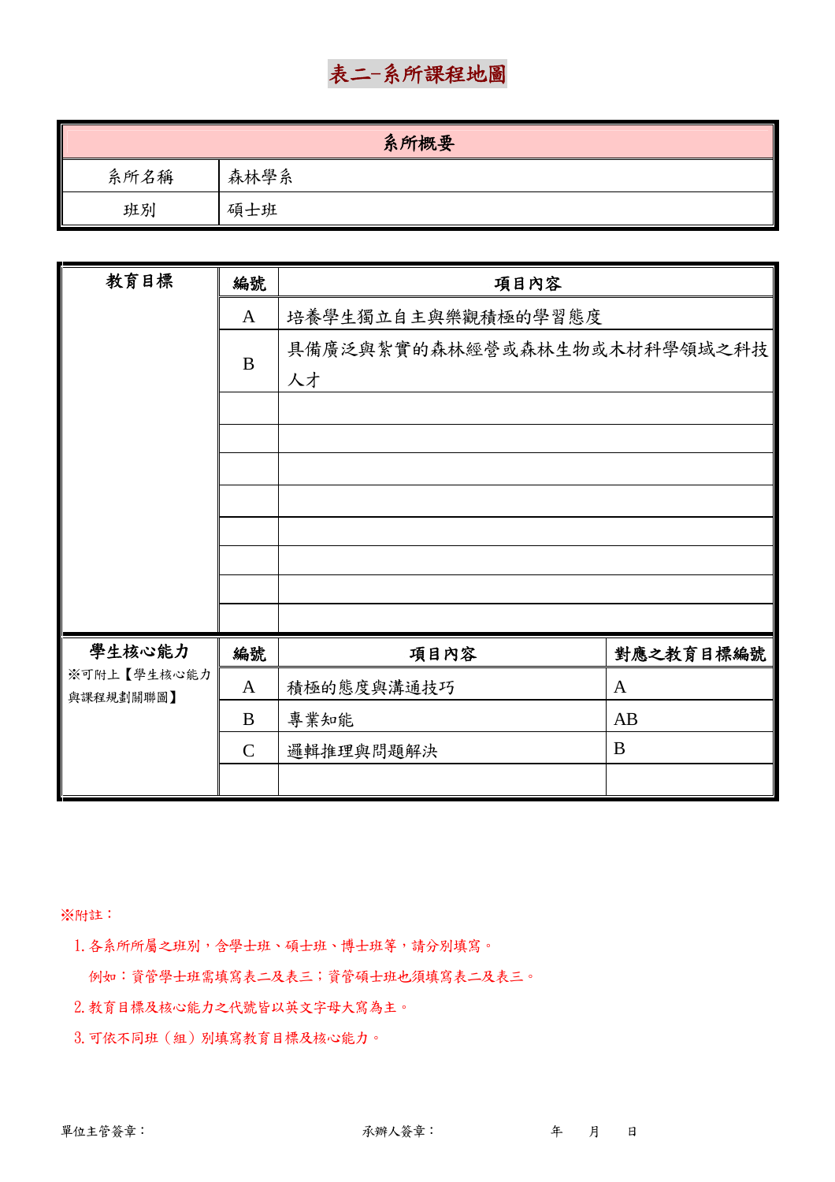# 表二-系所課程地圖

| 系所概要 | |
|---|---|
| 系所名稱 | 森林學系 |
| 班別 | 碩士班 |

| 教育目標 | 編號 | 項目內容 |
|---|---|---|
| | A | 培養學生獨立自主與樂觀積極的學習態度 |
| | B | 具備廣泛與紮實的森林經營或森林生物或木材科學領域之科技人才 |
| | | |
| | | |
| | | |
| | | |
| | | |
| | | |
| | | |
| | | |

| 學生核心能力<br>※可附上【學生核心能力與課程規劃關聯圖】 | 編號 | 項目內容 | 對應之教育目標編號 |
|---|---|---|---|
| | A | 積極的態度與溝通技巧 | A |
| | B | 專業知能 | AB |
| | C | 邏輯推理與問題解決 | B |
| | | | |

※附註：

1. 各系所所屬之班別，含學士班、碩士班、博士班等，請分別填寫。
   例如：資管學士班需填寫表二及表三；資管碩士班也須填寫表二及表三。
2. 教育目標及核心能力之代號皆以英文字母大寫為主。
3. 可依不同班（組）別填寫教育目標及核心能力。

單位主管簽章：　　　　承辦人簽章：　　　　年　　月　　日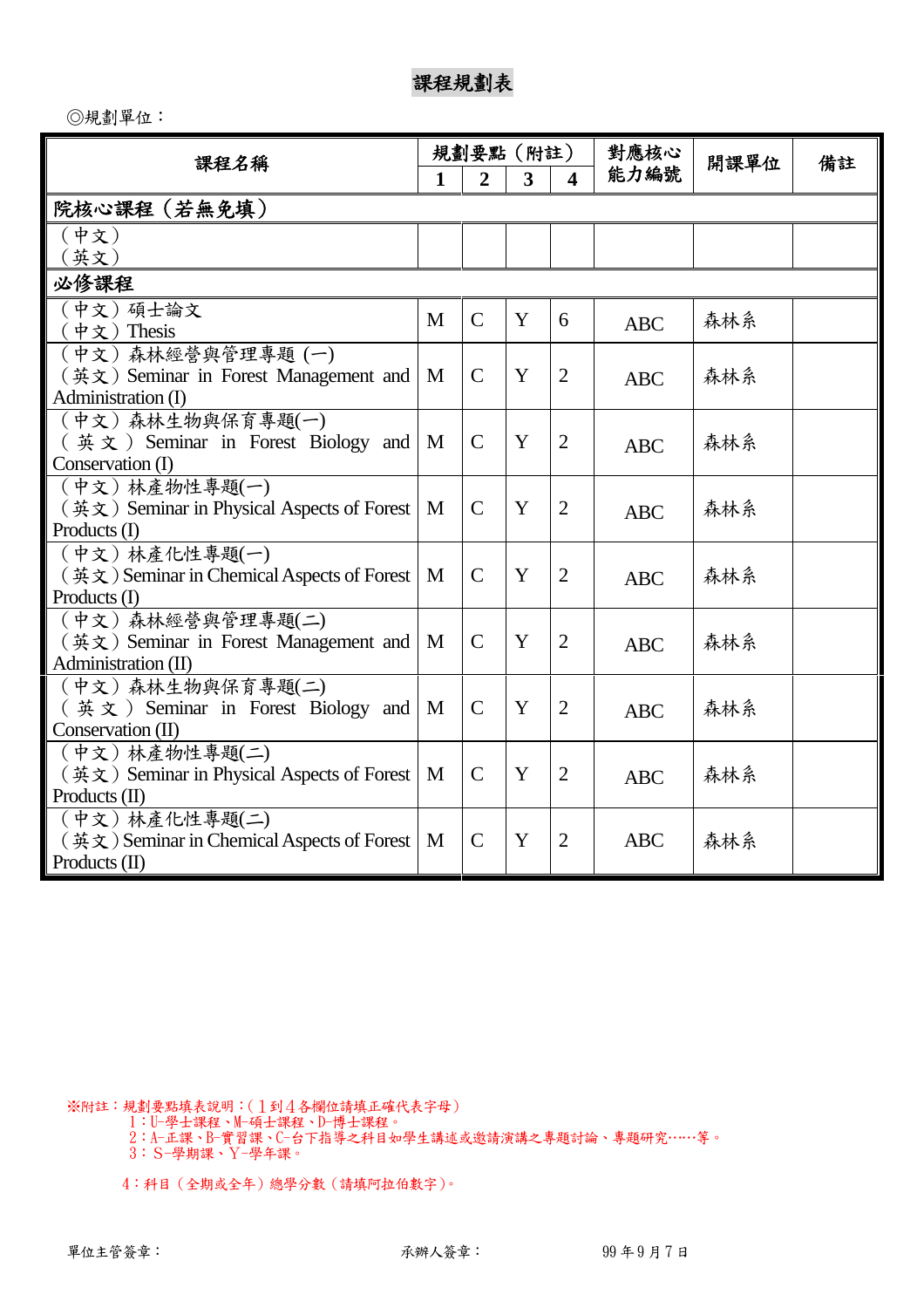# 課程規劃表

◎規劃單位：

| 課程名稱 | 規劃要點（附註） | | | | 對應核心能力編號 | 開課單位 | 備註 |
|---|---|---|---|---|---|---|---|
| | 1 | 2 | 3 | 4 | | | |
| **院核心課程（若無免填）** | | | | | | | |
| （中文）<br>（英文） | | | | | | | |
| **必修課程** | | | | | | | |
| （中文）碩士論文<br>（中文）Thesis | M | C | Y | 6 | ABC | 森林系 | |
| （中文）森林經營與管理專題 (一)<br>（英文）Seminar in Forest Management and Administration (I) | M | C | Y | 2 | ABC | 森林系 | |
| （中文）森林生物與保育專題(一)<br>（英文）Seminar in Forest Biology and Conservation (I) | M | C | Y | 2 | ABC | 森林系 | |
| （中文）林產物性專題(一)<br>（英文）Seminar in Physical Aspects of Forest Products (I) | M | C | Y | 2 | ABC | 森林系 | |
| （中文）林產化性專題(一)<br>（英文）Seminar in Chemical Aspects of Forest Products (I) | M | C | Y | 2 | ABC | 森林系 | |
| （中文）森林經營與管理專題(二)<br>（英文）Seminar in Forest Management and Administration (II) | M | C | Y | 2 | ABC | 森林系 | |
| （中文）森林生物與保育專題(二)<br>（英文）Seminar in Forest Biology and Conservation (II) | M | C | Y | 2 | ABC | 森林系 | |
| （中文）林產物性專題(二)<br>（英文）Seminar in Physical Aspects of Forest Products (II) | M | C | Y | 2 | ABC | 森林系 | |
| （中文）林產化性專題(二)<br>（英文）Seminar in Chemical Aspects of Forest Products (II) | M | C | Y | 2 | ABC | 森林系 | |

※附註：規劃要點填表說明：(１到４各欄位請填正確代表字母)
1：U-學士課程、M-碩士課程、D-博士課程。
2：A-正課、B-實習課、C-台下指導之科目如學生講述或邀請演講之專題討論、專題研究……等。
3：S-學期課、Y-學年課。
4：科目（全期或全年）總學分數（請填阿拉伯數字）。

單位主管簽章：　　　　承辦人簽章：　　　　99 年 9 月 7 日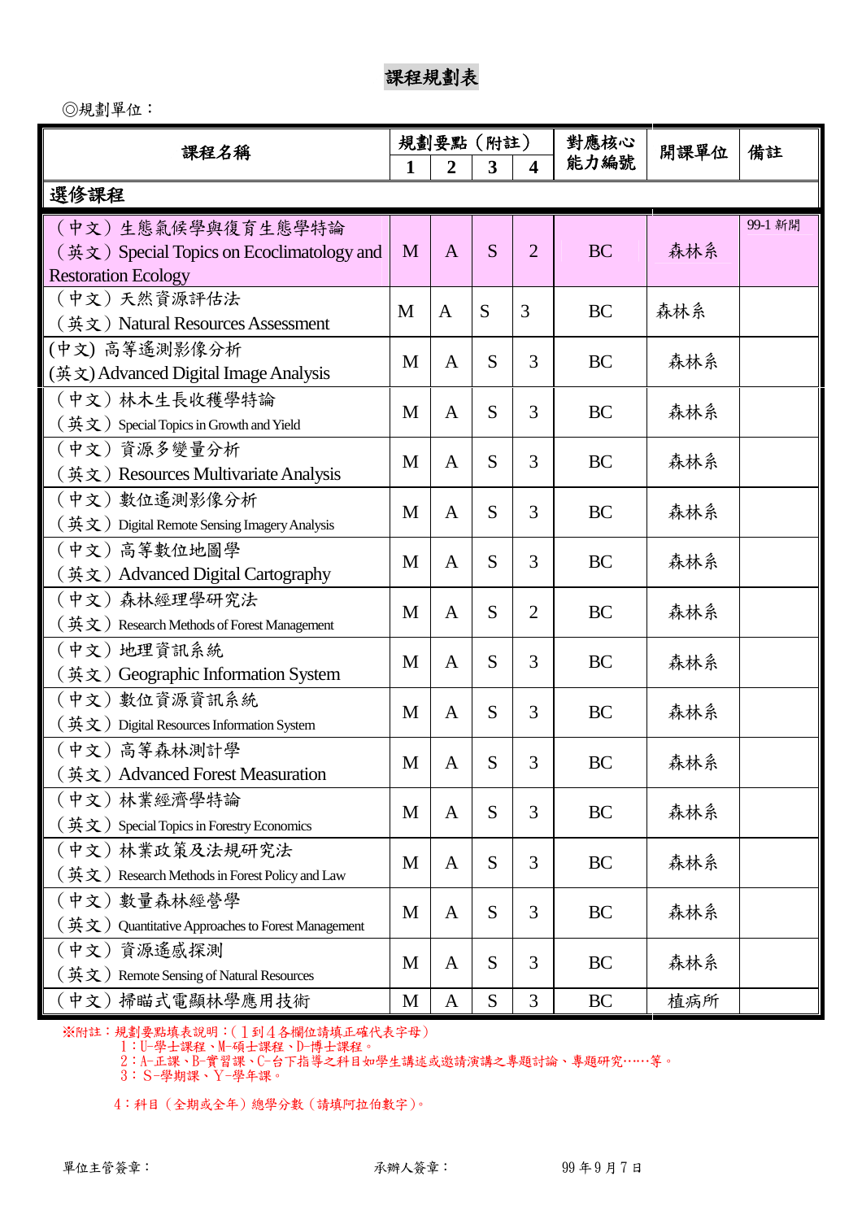# 課程規劃表

◎規劃單位：

| 課程名稱 | 規劃要點（附註） | | | | 對應核心能力編號 | 開課單位 | 備註 |
|---|---|---|---|---|---|---|---|
| | 1 | 2 | 3 | 4 | | | |
| **選修課程** | | | | | | | |
| （中文）生態氣候學與復育生態學特論（英文）Special Topics on Ecoclimatology and Restoration Ecology | M | A | S | 2 | BC | 森林系 | 99-1 新開 |
| （中文）天然資源評估法（英文）Natural Resources Assessment | M | A | S | 3 | BC | 森林系 | |
| (中文) 高等遙測影像分析 (英文) Advanced Digital Image Analysis | M | A | S | 3 | BC | 森林系 | |
| （中文）林木生長收穫學特論（英文）Special Topics in Growth and Yield | M | A | S | 3 | BC | 森林系 | |
| （中文）資源多變量分析（英文）Resources Multivariate Analysis | M | A | S | 3 | BC | 森林系 | |
| （中文）數位遙測影像分析（英文）Digital Remote Sensing Imagery Analysis | M | A | S | 3 | BC | 森林系 | |
| （中文）高等數位地圖學（英文）Advanced Digital Cartography | M | A | S | 3 | BC | 森林系 | |
| （中文）森林經理學研究法（英文）Research Methods of Forest Management | M | A | S | 2 | BC | 森林系 | |
| （中文）地理資訊系統（英文）Geographic Information System | M | A | S | 3 | BC | 森林系 | |
| （中文）數位資源資訊系統（英文）Digital Resources Information System | M | A | S | 3 | BC | 森林系 | |
| （中文）高等森林測計學（英文）Advanced Forest Measuration | M | A | S | 3 | BC | 森林系 | |
| （中文）林業經濟學特論（英文）Special Topics in Forestry Economics | M | A | S | 3 | BC | 森林系 | |
| （中文）林業政策及法規研究法（英文）Research Methods in Forest Policy and Law | M | A | S | 3 | BC | 森林系 | |
| （中文）數量森林經營學（英文）Quantitative Approaches to Forest Management | M | A | S | 3 | BC | 森林系 | |
| （中文）資源遙感探測（英文）Remote Sensing of Natural Resources | M | A | S | 3 | BC | 森林系 | |
| （中文）掃瞄式電顯林學應用技術 | M | A | S | 3 | BC | 植病所 | |

※附註：規劃要點填表說明：（１到４各欄位請填正確代表字母）
1：U-學士課程、M-碩士課程、D-博士課程。
2：A-正課、B-實習課、C-台下指導之科目如學生講述或邀請演講之專題討論、專題研究……等。
3：S-學期課、Y-學年課。

4：科目（全期或全年）總學分數（請填阿拉伯數字）。

單位主管簽章：　　　　承辦人簽章：　　　　99 年 9 月 7 日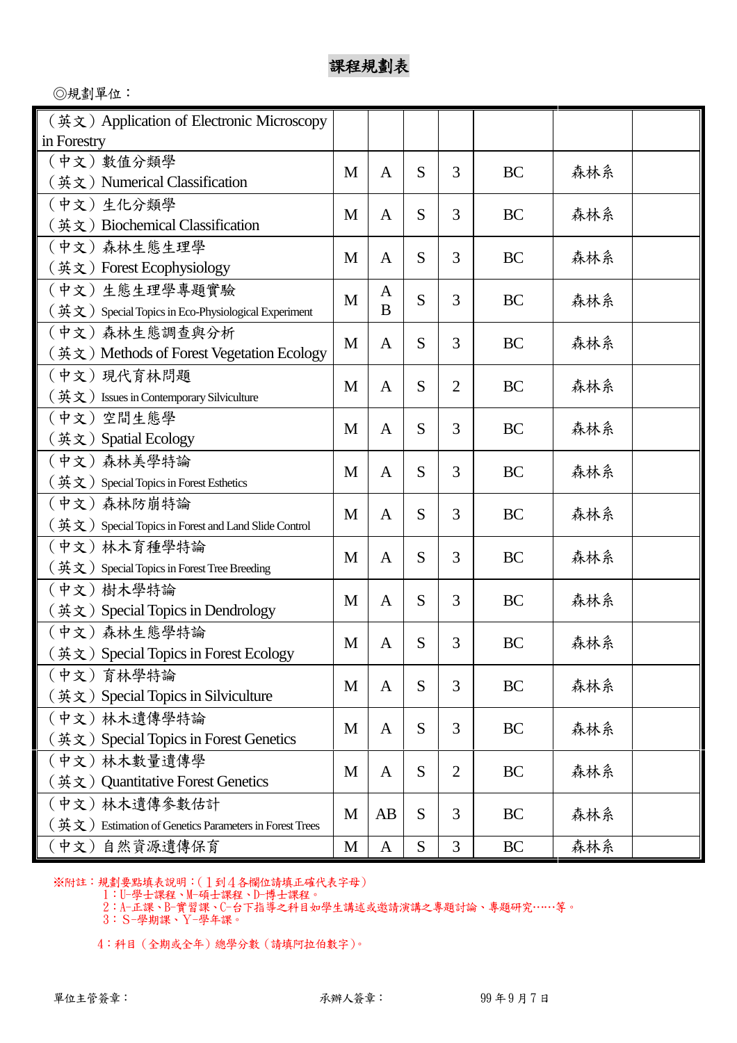**課程規劃表**

◎規劃單位：

| | | | | | | | |
|---|---|---|---|---|---|---|---|
| （英文）Application of Electronic Microscopy in Forestry | | | | | | | |
| （中文）數值分類學<br>（英文）Numerical Classification | M | A | S | 3 | BC | 森林系 | |
| （中文）生化分類學<br>（英文）Biochemical Classification | M | A | S | 3 | BC | 森林系 | |
| （中文）森林生態生理學<br>（英文）Forest Ecophysiology | M | A | S | 3 | BC | 森林系 | |
| （中文）生態生理學專題實驗<br>（英文）Special Topics in Eco-Physiological Experiment | M | A B | S | 3 | BC | 森林系 | |
| （中文）森林生態調查與分析<br>（英文）Methods of Forest Vegetation Ecology | M | A | S | 3 | BC | 森林系 | |
| （中文）現代育林問題<br>（英文）Issues in Contemporary Silviculture | M | A | S | 2 | BC | 森林系 | |
| （中文）空間生態學<br>（英文）Spatial Ecology | M | A | S | 3 | BC | 森林系 | |
| （中文）森林美學特論<br>（英文）Special Topics in Forest Esthetics | M | A | S | 3 | BC | 森林系 | |
| （中文）森林防崩特論<br>（英文）Special Topics in Forest and Land Slide Control | M | A | S | 3 | BC | 森林系 | |
| （中文）林木育種學特論<br>（英文）Special Topics in Forest Tree Breeding | M | A | S | 3 | BC | 森林系 | |
| （中文）樹木學特論<br>（英文）Special Topics in Dendrology | M | A | S | 3 | BC | 森林系 | |
| （中文）森林生態學特論<br>（英文）Special Topics in Forest Ecology | M | A | S | 3 | BC | 森林系 | |
| （中文）育林學特論<br>（英文）Special Topics in Silviculture | M | A | S | 3 | BC | 森林系 | |
| （中文）林木遺傳學特論<br>（英文）Special Topics in Forest Genetics | M | A | S | 3 | BC | 森林系 | |
| （中文）林木數量遺傳學<br>（英文）Quantitative Forest Genetics | M | A | S | 2 | BC | 森林系 | |
| （中文）林木遺傳參數估計<br>（英文）Estimation of Genetics Parameters in Forest Trees | M | AB | S | 3 | BC | 森林系 | |
| （中文）自然資源遺傳保育 | M | A | S | 3 | BC | 森林系 | |

※附註：規劃要點填表說明：(１到４各欄位請填正確代表字母)
　1：U-學士課程、M-碩士課程、D-博士課程。
　2：A-正課、B-實習課、C-台下指導之科目如學生講述或邀請演講之專題討論、專題研究……等。
　3：S-學期課、Y-學年課。
　4：科目（全期或全年）總學分數（請填阿拉伯數字）。

單位主管簽章：　　　　承辦人簽章：　　　　99 年 9 月 7 日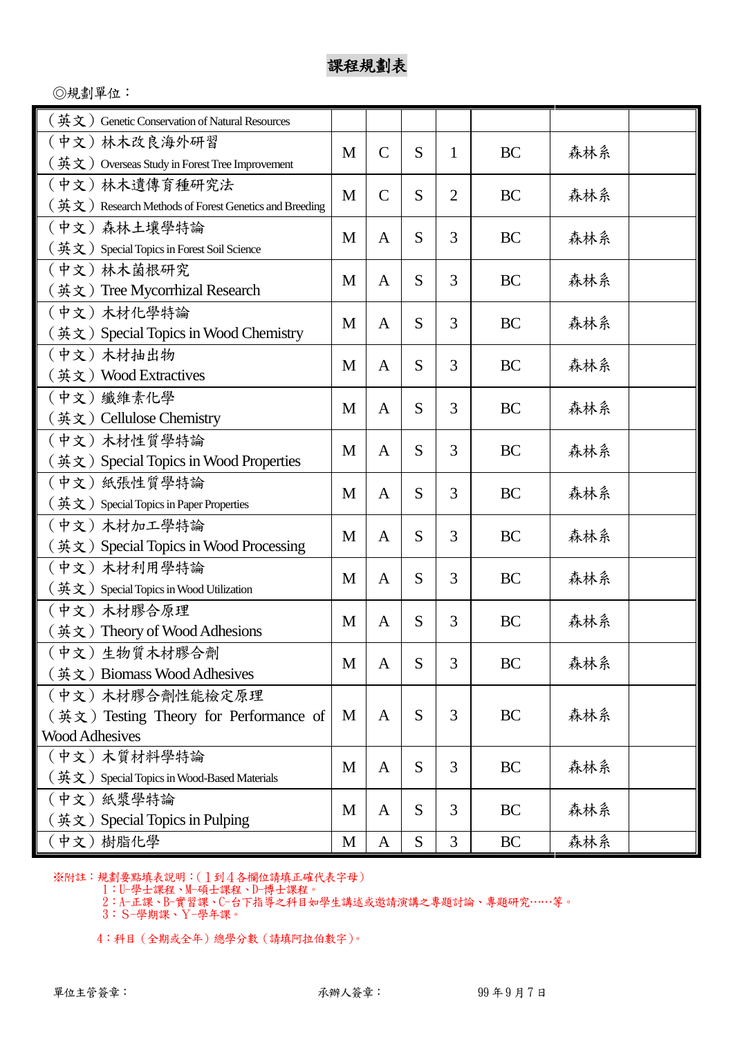# 課程規劃表

◎規劃單位：

| 課程名稱 | | | | | | | |
|---|---|---|---|---|---|---|---|
| （英文）Genetic Conservation of Natural Resources | | | | | | | |
| （中文）林木改良海外研習<br>（英文）Overseas Study in Forest Tree Improvement | M | C | S | 1 | BC | 森林系 | |
| （中文）林木遺傳育種研究法<br>（英文）Research Methods of Forest Genetics and Breeding | M | C | S | 2 | BC | 森林系 | |
| （中文）森林土壤學特論<br>（英文）Special Topics in Forest Soil Science | M | A | S | 3 | BC | 森林系 | |
| （中文）林木菌根研究<br>（英文）Tree Mycorrhizal Research | M | A | S | 3 | BC | 森林系 | |
| （中文）木材化學特論<br>（英文）Special Topics in Wood Chemistry | M | A | S | 3 | BC | 森林系 | |
| （中文）木材抽出物<br>（英文）Wood Extractives | M | A | S | 3 | BC | 森林系 | |
| （中文）纖維素化學<br>（英文）Cellulose Chemistry | M | A | S | 3 | BC | 森林系 | |
| （中文）木材性質學特論<br>（英文）Special Topics in Wood Properties | M | A | S | 3 | BC | 森林系 | |
| （中文）紙張性質學特論<br>（英文）Special Topics in Paper Properties | M | A | S | 3 | BC | 森林系 | |
| （中文）木材加工學特論<br>（英文）Special Topics in Wood Processing | M | A | S | 3 | BC | 森林系 | |
| （中文）木材利用學特論<br>（英文）Special Topics in Wood Utilization | M | A | S | 3 | BC | 森林系 | |
| （中文）木材膠合原理<br>（英文）Theory of Wood Adhesions | M | A | S | 3 | BC | 森林系 | |
| （中文）生物質木材膠合劑<br>（英文）Biomass Wood Adhesives | M | A | S | 3 | BC | 森林系 | |
| （中文）木材膠合劑性能檢定原理<br>（英文）Testing Theory for Performance of Wood Adhesives | M | A | S | 3 | BC | 森林系 | |
| （中文）木質材料學特論<br>（英文）Special Topics in Wood-Based Materials | M | A | S | 3 | BC | 森林系 | |
| （中文）紙漿學特論<br>（英文）Special Topics in Pulping | M | A | S | 3 | BC | 森林系 | |
| （中文）樹脂化學 | M | A | S | 3 | BC | 森林系 | |

※附註：規劃要點填表說明：(１到４各欄位請填正確代表字母)
1：U-學士課程、M-碩士課程、D-博士課程。
2：A-正課、B-實習課、C-台下指導之科目如學生講述或邀請演講之專題討論、專題研究……等。
3：S-學期課、Y-學年課。
4：科目（全期或全年）總學分數（請填阿拉伯數字）。

單位主管簽章：　　　　　　　承辦人簽章：　　　　　　　99 年 9 月 7 日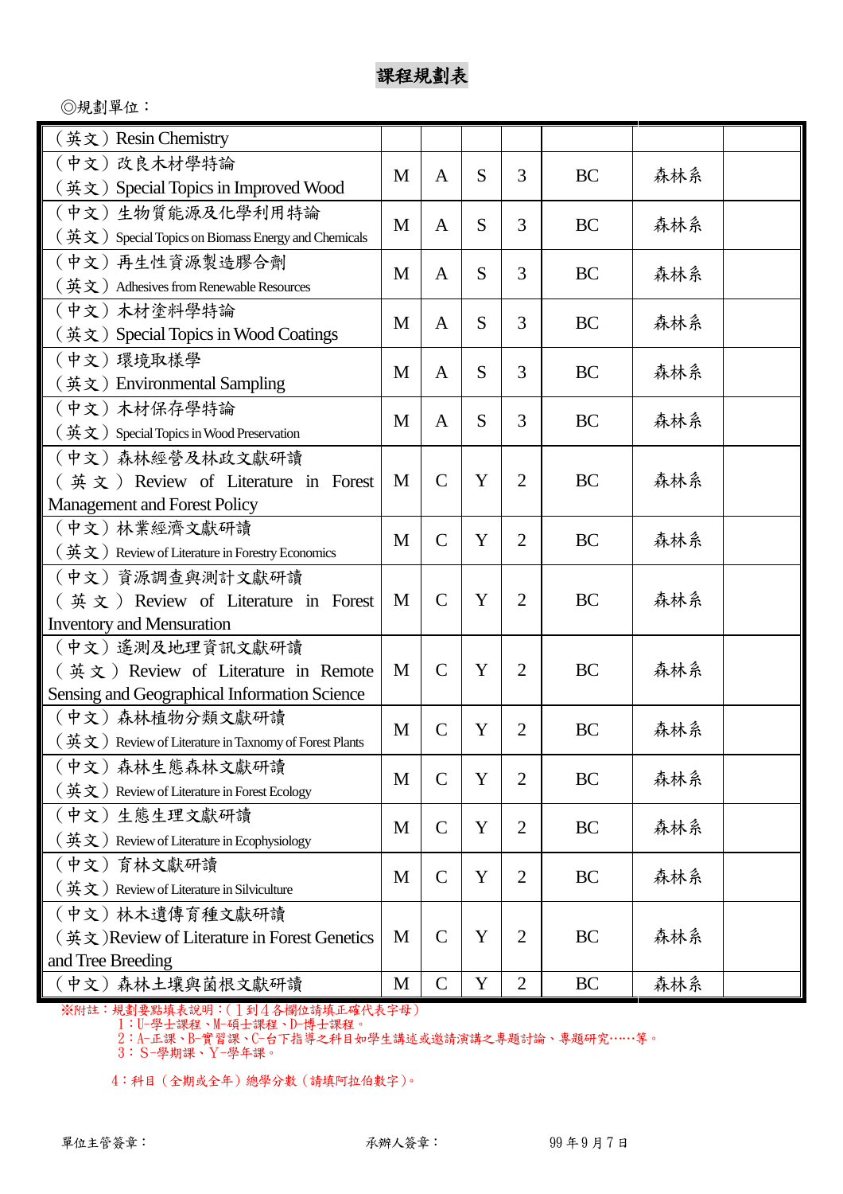# 課程規劃表

◎規劃單位：

| | | | | | | | |
|---|---|---|---|---|---|---|---|
| （英文）Resin Chemistry | | | | | | | |
| （中文）改良木材學特論<br>（英文）Special Topics in Improved Wood | M | A | S | 3 | BC | 森林系 | |
| （中文）生物質能源及化學利用特論<br>（英文）Special Topics on Biomass Energy and Chemicals | M | A | S | 3 | BC | 森林系 | |
| （中文）再生性資源製造膠合劑<br>（英文）Adhesives from Renewable Resources | M | A | S | 3 | BC | 森林系 | |
| （中文）木材塗料學特論<br>（英文）Special Topics in Wood Coatings | M | A | S | 3 | BC | 森林系 | |
| （中文）環境取樣學<br>（英文）Environmental Sampling | M | A | S | 3 | BC | 森林系 | |
| （中文）木材保存學特論<br>（英文）Special Topics in Wood Preservation | M | A | S | 3 | BC | 森林系 | |
| （中文）森林經營及林政文獻研讀<br>（英文）Review of Literature in Forest Management and Forest Policy | M | C | Y | 2 | BC | 森林系 | |
| （中文）林業經濟文獻研讀<br>（英文）Review of Literature in Forestry Economics | M | C | Y | 2 | BC | 森林系 | |
| （中文）資源調查與測計文獻研讀<br>（英文）Review of Literature in Forest Inventory and Mensuration | M | C | Y | 2 | BC | 森林系 | |
| （中文）遙測及地理資訊文獻研讀<br>（英文）Review of Literature in Remote Sensing and Geographical Information Science | M | C | Y | 2 | BC | 森林系 | |
| （中文）森林植物分類文獻研讀<br>（英文）Review of Literature in Taxonomy of Forest Plants | M | C | Y | 2 | BC | 森林系 | |
| （中文）森林生態森林文獻研讀<br>（英文）Review of Literature in Forest Ecology | M | C | Y | 2 | BC | 森林系 | |
| （中文）生態生理文獻研讀<br>（英文）Review of Literature in Ecophysiology | M | C | Y | 2 | BC | 森林系 | |
| （中文）育林文獻研讀<br>（英文）Review of Literature in Silviculture | M | C | Y | 2 | BC | 森林系 | |
| （中文）林木遺傳育種文獻研讀<br>（英文）Review of Literature in Forest Genetics and Tree Breeding | M | C | Y | 2 | BC | 森林系 | |
| （中文）森林土壤與菌根文獻研讀 | M | C | Y | 2 | BC | 森林系 | |

※附註：規劃要點填表說明：(１到４各欄位請填正確代表字母)

1：U-學士課程、M-碩士課程、D-博士課程。

2：A-正課、B-實習課、C-台下指導之科目如學生講述或邀請演講之專題討論、專題研究……等。

3：S-學期課、Y-學年課。

4：科目（全期或全年）總學分數（請填阿拉伯數字）。

單位主管簽章：　　　　承辦人簽章：　　　　99 年 9 月 7 日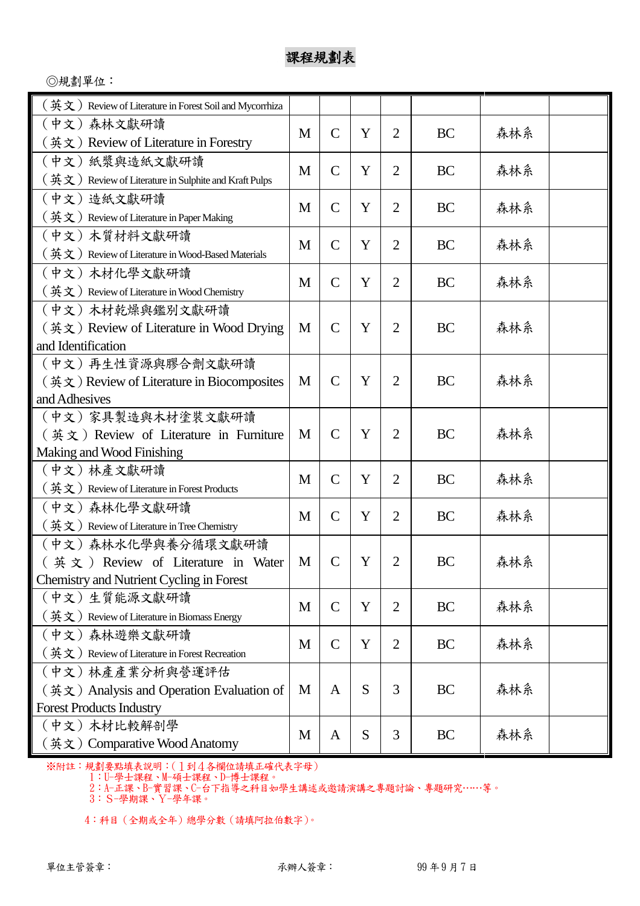# 課程規劃表

◎規劃單位：

| | | | | | | |
|---|---|---|---|---|---|---|
| （英文）Review of Literature in Forest Soil and Mycorrhiza | | | | | | |
| （中文）森林文獻研讀<br>（英文）Review of Literature in Forestry | M | C | Y | 2 | BC | 森林系 | |
| （中文）紙漿與造紙文獻研讀<br>（英文）Review of Literature in Sulphite and Kraft Pulps | M | C | Y | 2 | BC | 森林系 | |
| （中文）造紙文獻研讀<br>（英文）Review of Literature in Paper Making | M | C | Y | 2 | BC | 森林系 | |
| （中文）木質材料文獻研讀<br>（英文）Review of Literature in Wood-Based Materials | M | C | Y | 2 | BC | 森林系 | |
| （中文）木材化學文獻研讀<br>（英文）Review of Literature in Wood Chemistry | M | C | Y | 2 | BC | 森林系 | |
| （中文）木材乾燥與鑑別文獻研讀<br>（英文）Review of Literature in Wood Drying and Identification | M | C | Y | 2 | BC | 森林系 | |
| （中文）再生性資源與膠合劑文獻研讀<br>（英文）Review of Literature in Biocomposites and Adhesives | M | C | Y | 2 | BC | 森林系 | |
| （中文）家具製造與木材塗裝文獻研讀<br>（英文）Review of Literature in Furniture Making and Wood Finishing | M | C | Y | 2 | BC | 森林系 | |
| （中文）林產文獻研讀<br>（英文）Review of Literature in Forest Products | M | C | Y | 2 | BC | 森林系 | |
| （中文）森林化學文獻研讀<br>（英文）Review of Literature in Tree Chemistry | M | C | Y | 2 | BC | 森林系 | |
| （中文）森林水化學與養分循環文獻研讀<br>（英文）Review of Literature in Water Chemistry and Nutrient Cycling in Forest | M | C | Y | 2 | BC | 森林系 | |
| （中文）生質能源文獻研讀<br>（英文）Review of Literature in Biomass Energy | M | C | Y | 2 | BC | 森林系 | |
| （中文）森林遊樂文獻研讀<br>（英文）Review of Literature in Forest Recreation | M | C | Y | 2 | BC | 森林系 | |
| （中文）林產產業分析與營運評估<br>（英文）Analysis and Operation Evaluation of Forest Products Industry | M | A | S | 3 | BC | 森林系 | |
| （中文）木材比較解剖學<br>（英文）Comparative Wood Anatomy | M | A | S | 3 | BC | 森林系 | |

※附註：規劃要點填表說明：(1到4各欄位請填正確代表字母)
1：U-學士課程、M-碩士課程、D-博士課程。
2：A-正課、B-實習課、C-台下指導之科目如學生講述或邀請演講之專題討論、專題研究……等。
3：S-學期課、Y-學年課。

4：科目（全期或全年）總學分數（請填阿拉伯數字）。

單位主管簽章：　　　　承辦人簽章：　　　　99年9月7日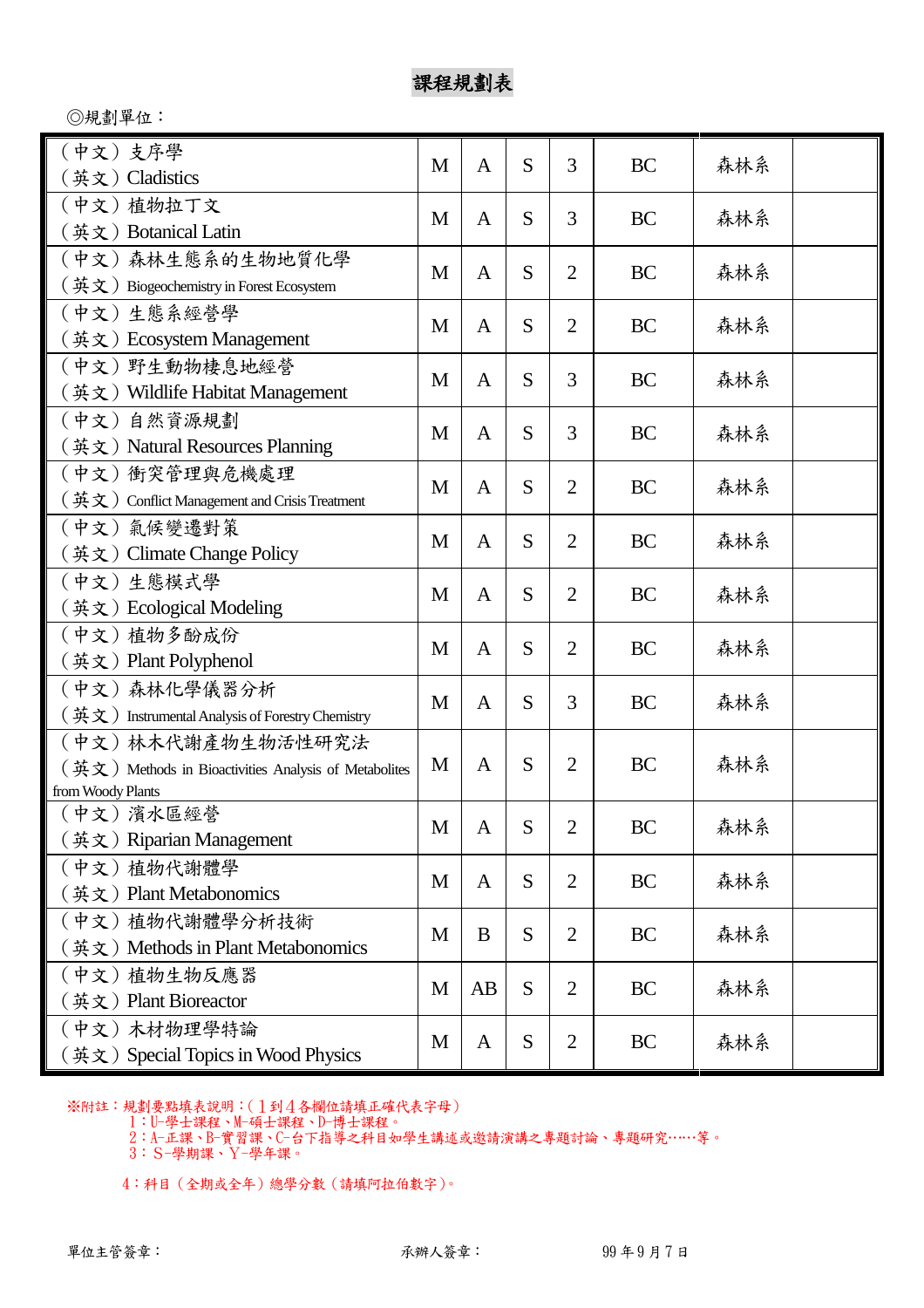# 課程規劃表

◎規劃單位：

| 課程名稱 | | | | | | | |
|---|---|---|---|---|---|---|---|
| （中文）支序學<br>（英文）Cladistics | M | A | S | 3 | BC | 森林系 | |
| （中文）植物拉丁文<br>（英文）Botanical Latin | M | A | S | 3 | BC | 森林系 | |
| （中文）森林生態系的生物地質化學<br>（英文）Biogeochemistry in Forest Ecosystem | M | A | S | 2 | BC | 森林系 | |
| （中文）生態系經營學<br>（英文）Ecosystem Management | M | A | S | 2 | BC | 森林系 | |
| （中文）野生動物棲息地經營<br>（英文）Wildlife Habitat Management | M | A | S | 3 | BC | 森林系 | |
| （中文）自然資源規劃<br>（英文）Natural Resources Planning | M | A | S | 3 | BC | 森林系 | |
| （中文）衝突管理與危機處理<br>（英文）Conflict Management and Crisis Treatment | M | A | S | 2 | BC | 森林系 | |
| （中文）氣候變遷對策<br>（英文）Climate Change Policy | M | A | S | 2 | BC | 森林系 | |
| （中文）生態模式學<br>（英文）Ecological Modeling | M | A | S | 2 | BC | 森林系 | |
| （中文）植物多酚成份<br>（英文）Plant Polyphenol | M | A | S | 2 | BC | 森林系 | |
| （中文）森林化學儀器分析<br>（英文）Instrumental Analysis of Forestry Chemistry | M | A | S | 3 | BC | 森林系 | |
| （中文）林木代謝產物生物活性研究法<br>（英文）Methods in Bioactivities Analysis of Metabolites from Woody Plants | M | A | S | 2 | BC | 森林系 | |
| （中文）濱水區經營<br>（英文）Riparian Management | M | A | S | 2 | BC | 森林系 | |
| （中文）植物代謝體學<br>（英文）Plant Metabonomics | M | A | S | 2 | BC | 森林系 | |
| （中文）植物代謝體學分析技術<br>（英文）Methods in Plant Metabonomics | M | B | S | 2 | BC | 森林系 | |
| （中文）植物生物反應器<br>（英文）Plant Bioreactor | M | AB | S | 2 | BC | 森林系 | |
| （中文）木材物理學特論<br>（英文）Special Topics in Wood Physics | M | A | S | 2 | BC | 森林系 | |

※附註：規劃要點填表說明：（１到４各欄位請填正確代表字母）
1：U-學士課程、M-碩士課程、D-博士課程。
2：A-正課、B-實習課、C-台下指導之科目如學生講述或邀請演講之專題討論、專題研究……等。
3：S-學期課、Y-學年課。
4：科目（全期或全年）總學分數（請填阿拉伯數字）。

單位主管簽章：　　　　承辦人簽章：　　　　99 年 9 月 7 日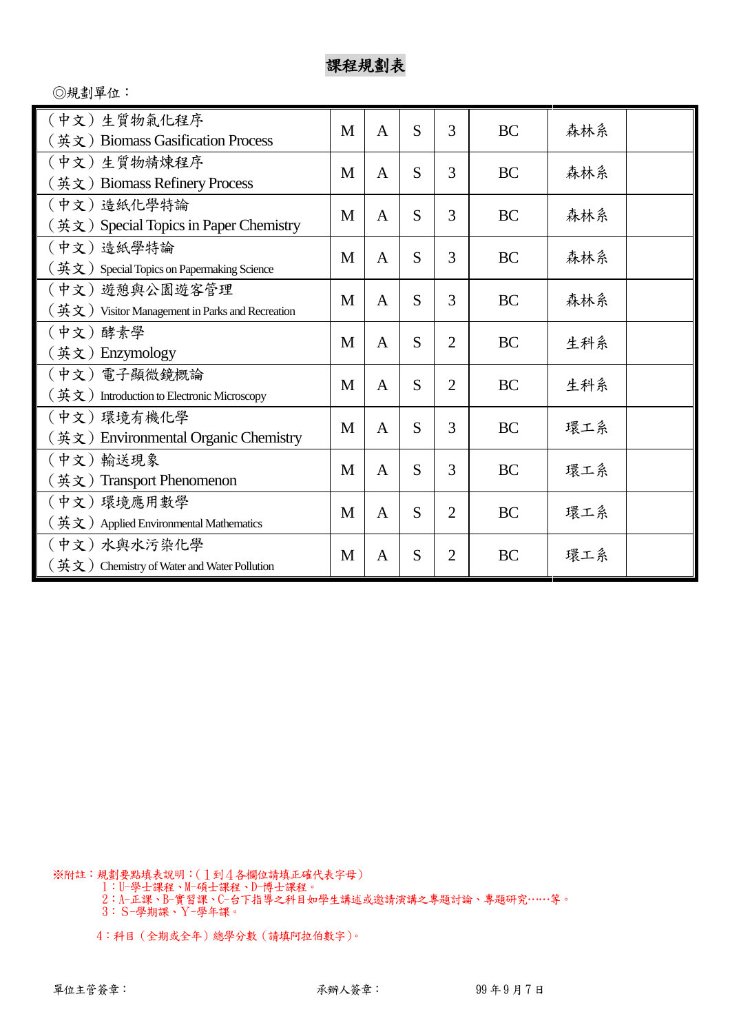# 課程規劃表

◎規劃單位：

| | | | | | | | |
|---|---|---|---|---|---|---|---|
| （中文）生質物氣化程序<br>（英文）Biomass Gasification Process | M | A | S | 3 | BC | 森林系 | |
| （中文）生質物精煉程序<br>（英文）Biomass Refinery Process | M | A | S | 3 | BC | 森林系 | |
| （中文）造紙化學特論<br>（英文）Special Topics in Paper Chemistry | M | A | S | 3 | BC | 森林系 | |
| （中文）造紙學特論<br>（英文）Special Topics on Papermaking Science | M | A | S | 3 | BC | 森林系 | |
| （中文）遊憩與公園遊客管理<br>（英文）Visitor Management in Parks and Recreation | M | A | S | 3 | BC | 森林系 | |
| （中文）酵素學<br>（英文）Enzymology | M | A | S | 2 | BC | 生科系 | |
| （中文）電子顯微鏡概論<br>（英文）Introduction to Electronic Microscopy | M | A | S | 2 | BC | 生科系 | |
| （中文）環境有機化學<br>（英文）Environmental Organic Chemistry | M | A | S | 3 | BC | 環工系 | |
| （中文）輸送現象<br>（英文）Transport Phenomenon | M | A | S | 3 | BC | 環工系 | |
| （中文）環境應用數學<br>（英文）Applied Environmental Mathematics | M | A | S | 2 | BC | 環工系 | |
| （中文）水與水污染化學<br>（英文）Chemistry of Water and Water Pollution | M | A | S | 2 | BC | 環工系 | |

※附註：規劃要點填表說明：(１到４各欄位請填正確代表字母)
　１：U-學士課程、M-碩士課程、D-博士課程。
　２：A-正課、B-實習課、C-台下指導之科目如學生講述或邀請演講之專題討論、專題研究……等。
　３：S-學期課、Y-學年課。
　４：科目（全期或全年）總學分數（請填阿拉伯數字）。

單位主管簽章：　　　　　承辦人簽章：　　　　　99年9月7日